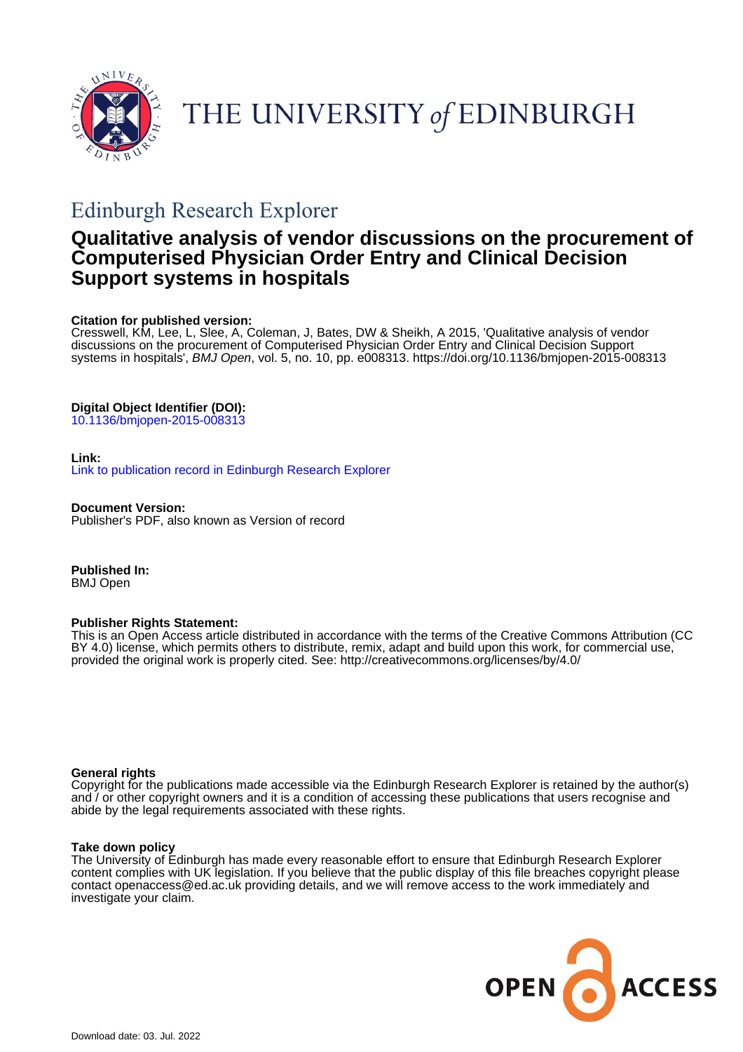# THE UNIVERSITY of EDINBURGH

## Edinburgh Research Explorer

# Qualitative analysis of vendor discussions on the procurement of Computerised Physician Order Entry and Clinical Decision Support systems in hospitals

**Citation for published version:**
Cresswell, KM, Lee, L, Slee, A, Coleman, J, Bates, DW & Sheikh, A 2015, 'Qualitative analysis of vendor discussions on the procurement of Computerised Physician Order Entry and Clinical Decision Support systems in hospitals', *BMJ Open*, vol. 5, no. 10, pp. e008313. https://doi.org/10.1136/bmjopen-2015-008313

**Digital Object Identifier (DOI):**
10.1136/bmjopen-2015-008313

**Link:**
Link to publication record in Edinburgh Research Explorer

**Document Version:**
Publisher's PDF, also known as Version of record

**Published In:**
BMJ Open

**Publisher Rights Statement:**
This is an Open Access article distributed in accordance with the terms of the Creative Commons Attribution (CC BY 4.0) license, which permits others to distribute, remix, adapt and build upon this work, for commercial use, provided the original work is properly cited. See: http://creativecommons.org/licenses/by/4.0/

**General rights**
Copyright for the publications made accessible via the Edinburgh Research Explorer is retained by the author(s) and / or other copyright owners and it is a condition of accessing these publications that users recognise and abide by the legal requirements associated with these rights.

**Take down policy**
The University of Edinburgh has made every reasonable effort to ensure that Edinburgh Research Explorer content complies with UK legislation. If you believe that the public display of this file breaches copyright please contact openaccess@ed.ac.uk providing details, and we will remove access to the work immediately and investigate your claim.

OPEN ACCESS

Download date: 03. Jul. 2022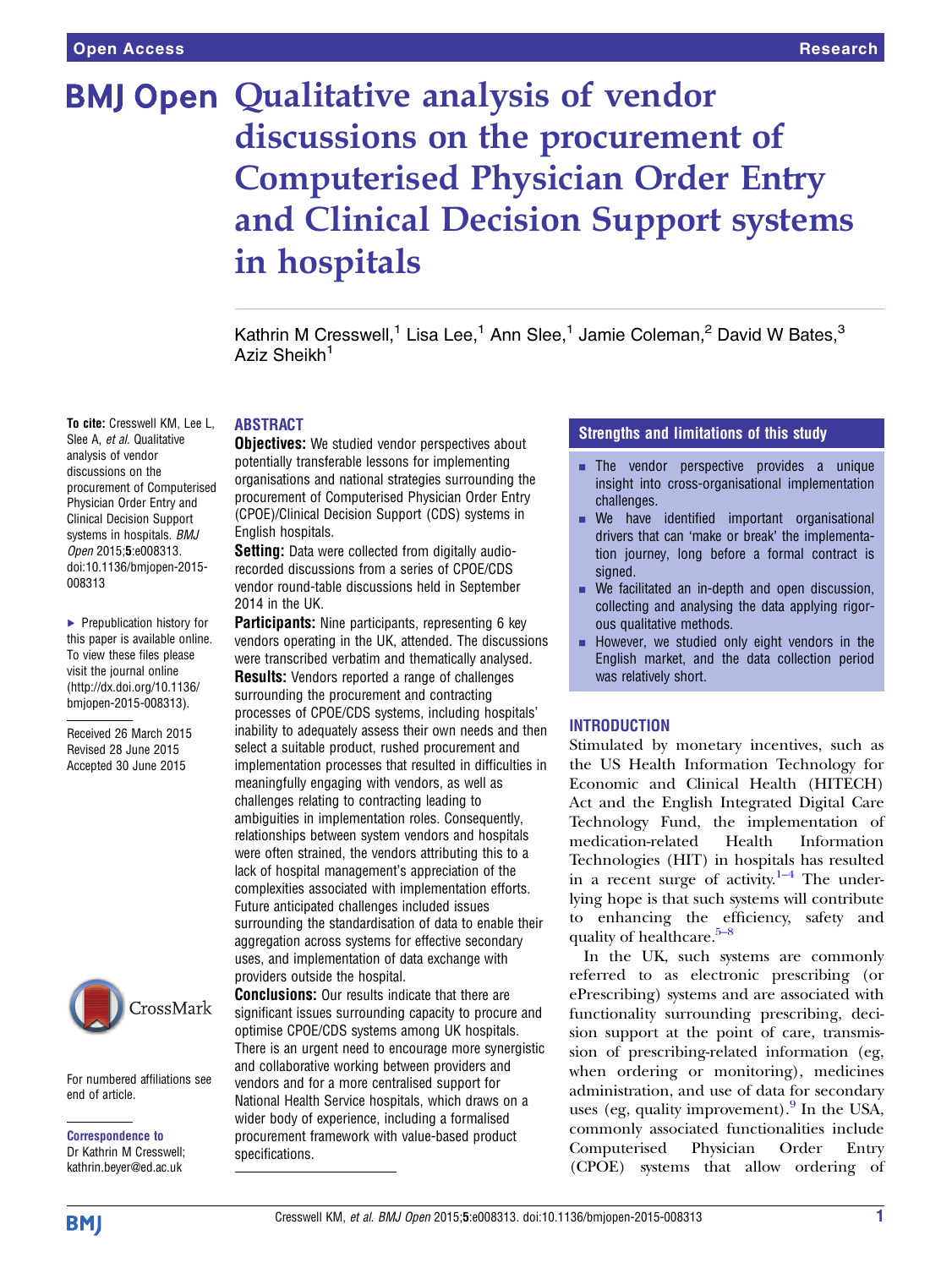# Qualitative analysis of vendor discussions on the procurement of Computerised Physician Order Entry and Clinical Decision Support systems in hospitals

Kathrin M Cresswell,[1] Lisa Lee,[1] Ann Slee,[1] Jamie Coleman,[2] David W Bates,[3] Aziz Sheikh[1]

**To cite:** Cresswell KM, Lee L, Slee A, *et al*. Qualitative analysis of vendor discussions on the procurement of Computerised Physician Order Entry and Clinical Decision Support systems in hospitals. *BMJ Open* 2015;**5**:e008313. doi:10.1136/bmjopen-2015-008313

▶ Prepublication history for this paper is available online. To view these files please visit the journal online (http://dx.doi.org/10.1136/bmjopen-2015-008313).

Received 26 March 2015
Revised 28 June 2015
Accepted 30 June 2015

For numbered affiliations see end of article.

**Correspondence to**
Dr Kathrin M Cresswell; kathrin.beyer@ed.ac.uk

## ABSTRACT

**Objectives:** We studied vendor perspectives about potentially transferable lessons for implementing organisations and national strategies surrounding the procurement of Computerised Physician Order Entry (CPOE)/Clinical Decision Support (CDS) systems in English hospitals.

**Setting:** Data were collected from digitally audio-recorded discussions from a series of CPOE/CDS vendor round-table discussions held in September 2014 in the UK.

**Participants:** Nine participants, representing 6 key vendors operating in the UK, attended. The discussions were transcribed verbatim and thematically analysed.

**Results:** Vendors reported a range of challenges surrounding the procurement and contracting processes of CPOE/CDS systems, including hospitals' inability to adequately assess their own needs and then select a suitable product, rushed procurement and implementation processes that resulted in difficulties in meaningfully engaging with vendors, as well as challenges relating to contracting leading to ambiguities in implementation roles. Consequently, relationships between system vendors and hospitals were often strained, the vendors attributing this to a lack of hospital management's appreciation of the complexities associated with implementation efforts. Future anticipated challenges included issues surrounding the standardisation of data to enable their aggregation across systems for effective secondary uses, and implementation of data exchange with providers outside the hospital.

**Conclusions:** Our results indicate that there are significant issues surrounding capacity to procure and optimise CPOE/CDS systems among UK hospitals. There is an urgent need to encourage more synergistic and collaborative working between providers and vendors and for a more centralised support for National Health Service hospitals, which draws on a wider body of experience, including a formalised procurement framework with value-based product specifications.

## Strengths and limitations of this study

- The vendor perspective provides a unique insight into cross-organisational implementation challenges.
- We have identified important organisational drivers that can 'make or break' the implementation journey, long before a formal contract is signed.
- We facilitated an in-depth and open discussion, collecting and analysing the data applying rigorous qualitative methods.
- However, we studied only eight vendors in the English market, and the data collection period was relatively short.

## INTRODUCTION

Stimulated by monetary incentives, such as the US Health Information Technology for Economic and Clinical Health (HITECH) Act and the English Integrated Digital Care Technology Fund, the implementation of medication-related Health Information Technologies (HIT) in hospitals has resulted in a recent surge of activity.[1–4] The underlying hope is that such systems will contribute to enhancing the efficiency, safety and quality of healthcare.[5–8]

In the UK, such systems are commonly referred to as electronic prescribing (or ePrescribing) systems and are associated with functionality surrounding prescribing, decision support at the point of care, transmission of prescribing-related information (eg, when ordering or monitoring), medicines administration, and use of data for secondary uses (eg, quality improvement).[9] In the USA, commonly associated functionalities include Computerised Physician Order Entry (CPOE) systems that allow ordering of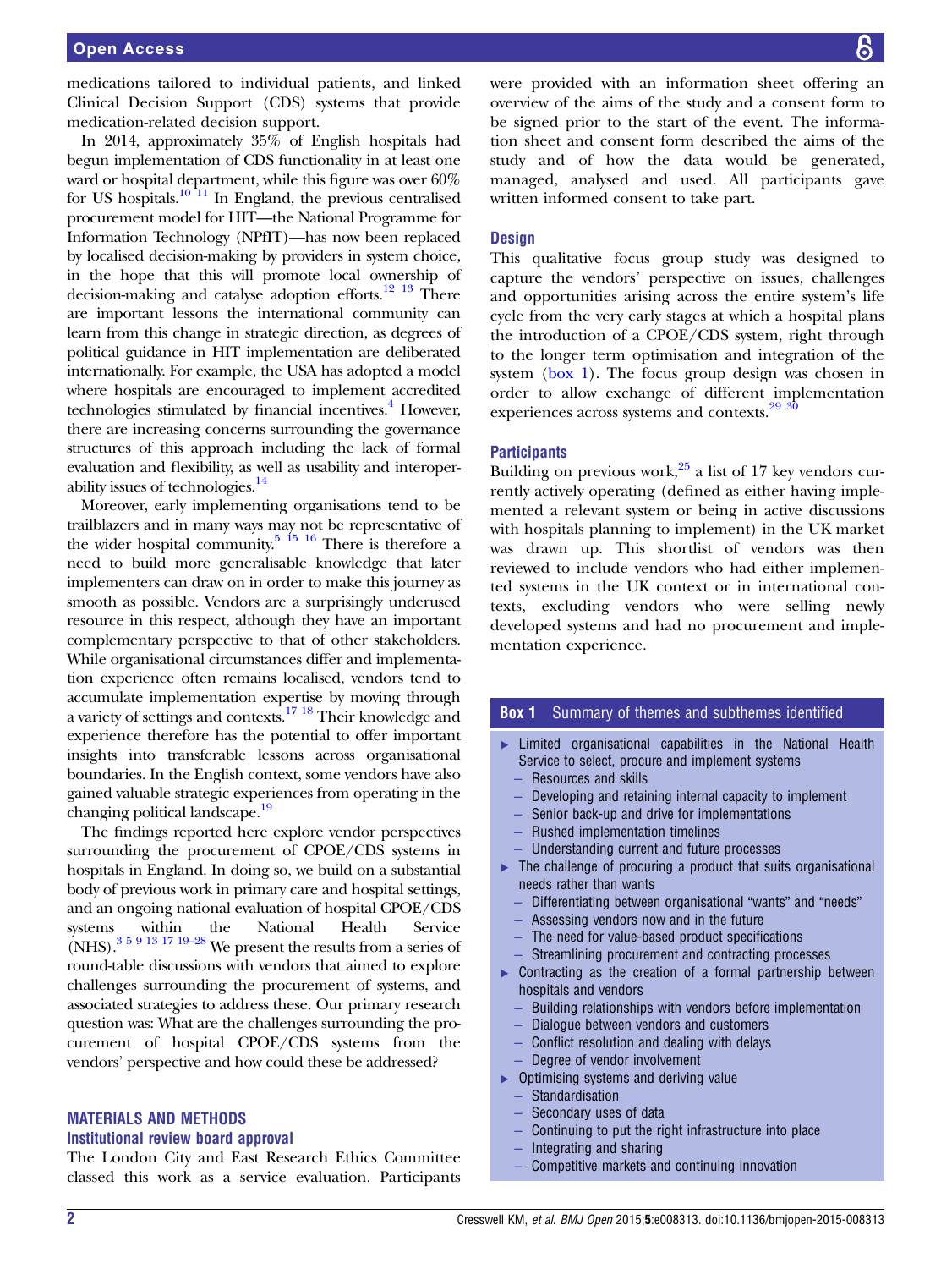medications tailored to individual patients, and linked Clinical Decision Support (CDS) systems that provide medication-related decision support.

In 2014, approximately 35% of English hospitals had begun implementation of CDS functionality in at least one ward or hospital department, while this figure was over 60% for US hospitals.[10 11] In England, the previous centralised procurement model for HIT—the National Programme for Information Technology (NPfIT)—has now been replaced by localised decision-making by providers in system choice, in the hope that this will promote local ownership of decision-making and catalyse adoption efforts.[12 13] There are important lessons the international community can learn from this change in strategic direction, as degrees of political guidance in HIT implementation are deliberated internationally. For example, the USA has adopted a model where hospitals are encouraged to implement accredited technologies stimulated by financial incentives.[4] However, there are increasing concerns surrounding the governance structures of this approach including the lack of formal evaluation and flexibility, as well as usability and interoperability issues of technologies.[14]

Moreover, early implementing organisations tend to be trailblazers and in many ways may not be representative of the wider hospital community.[5 15 16] There is therefore a need to build more generalisable knowledge that later implementers can draw on in order to make this journey as smooth as possible. Vendors are a surprisingly underused resource in this respect, although they have an important complementary perspective to that of other stakeholders. While organisational circumstances differ and implementation experience often remains localised, vendors tend to accumulate implementation expertise by moving through a variety of settings and contexts.[17 18] Their knowledge and experience therefore has the potential to offer important insights into transferable lessons across organisational boundaries. In the English context, some vendors have also gained valuable strategic experiences from operating in the changing political landscape.[19]

The findings reported here explore vendor perspectives surrounding the procurement of CPOE/CDS systems in hospitals in England. In doing so, we build on a substantial body of previous work in primary care and hospital settings, and an ongoing national evaluation of hospital CPOE/CDS systems within the National Health Service (NHS).[3 5 9 13 17 19–28] We present the results from a series of round-table discussions with vendors that aimed to explore challenges surrounding the procurement of systems, and associated strategies to address these. Our primary research question was: What are the challenges surrounding the procurement of hospital CPOE/CDS systems from the vendors' perspective and how could these be addressed?

## MATERIALS AND METHODS

### Institutional review board approval

The London City and East Research Ethics Committee classed this work as a service evaluation. Participants were provided with an information sheet offering an overview of the aims of the study and a consent form to be signed prior to the start of the event. The information sheet and consent form described the aims of the study and of how the data would be generated, managed, analysed and used. All participants gave written informed consent to take part.

### Design

This qualitative focus group study was designed to capture the vendors' perspective on issues, challenges and opportunities arising across the entire system's life cycle from the very early stages at which a hospital plans the introduction of a CPOE/CDS system, right through to the longer term optimisation and integration of the system (box 1). The focus group design was chosen in order to allow exchange of different implementation experiences across systems and contexts.[29 30]

### Participants

Building on previous work,[25] a list of 17 key vendors currently actively operating (defined as either having implemented a relevant system or being in active discussions with hospitals planning to implement) in the UK market was drawn up. This shortlist of vendors was then reviewed to include vendors who had either implemented systems in the UK context or in international contexts, excluding vendors who were selling newly developed systems and had no procurement and implementation experience.

**Box 1 Summary of themes and subthemes identified**

- Limited organisational capabilities in the National Health Service to select, procure and implement systems
  - Resources and skills
  - Developing and retaining internal capacity to implement
  - Senior back-up and drive for implementations
  - Rushed implementation timelines
  - Understanding current and future processes
- The challenge of procuring a product that suits organisational needs rather than wants
  - Differentiating between organisational "wants" and "needs"
  - Assessing vendors now and in the future
  - The need for value-based product specifications
  - Streamlining procurement and contracting processes
- Contracting as the creation of a formal partnership between hospitals and vendors
  - Building relationships with vendors before implementation
  - Dialogue between vendors and customers
  - Conflict resolution and dealing with delays
  - Degree of vendor involvement
- Optimising systems and deriving value
  - Standardisation
  - Secondary uses of data
  - Continuing to put the right infrastructure into place
  - Integrating and sharing
  - Competitive markets and continuing innovation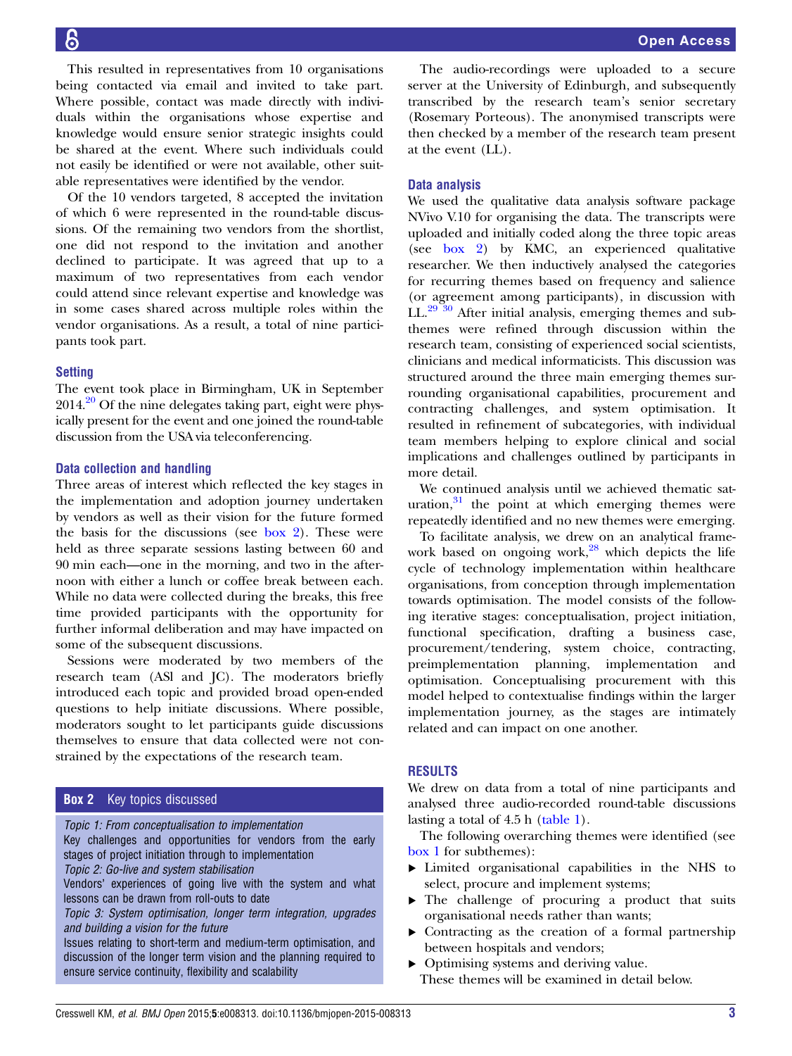This resulted in representatives from 10 organisations being contacted via email and invited to take part. Where possible, contact was made directly with individuals within the organisations whose expertise and knowledge would ensure senior strategic insights could be shared at the event. Where such individuals could not easily be identified or were not available, other suitable representatives were identified by the vendor.

Of the 10 vendors targeted, 8 accepted the invitation of which 6 were represented in the round-table discussions. Of the remaining two vendors from the shortlist, one did not respond to the invitation and another declined to participate. It was agreed that up to a maximum of two representatives from each vendor could attend since relevant expertise and knowledge was in some cases shared across multiple roles within the vendor organisations. As a result, a total of nine participants took part.

### Setting

The event took place in Birmingham, UK in September 2014.[20] Of the nine delegates taking part, eight were physically present for the event and one joined the round-table discussion from the USA via teleconferencing.

### Data collection and handling

Three areas of interest which reflected the key stages in the implementation and adoption journey undertaken by vendors as well as their vision for the future formed the basis for the discussions (see box 2). These were held as three separate sessions lasting between 60 and 90 min each—one in the morning, and two in the afternoon with either a lunch or coffee break between each. While no data were collected during the breaks, this free time provided participants with the opportunity for further informal deliberation and may have impacted on some of the subsequent discussions.

Sessions were moderated by two members of the research team (ASl and JC). The moderators briefly introduced each topic and provided broad open-ended questions to help initiate discussions. Where possible, moderators sought to let participants guide discussions themselves to ensure that data collected were not constrained by the expectations of the research team.

**Box 2** Key topics discussed

*Topic 1: From conceptualisation to implementation*
Key challenges and opportunities for vendors from the early stages of project initiation through to implementation
*Topic 2: Go-live and system stabilisation*
Vendors' experiences of going live with the system and what lessons can be drawn from roll-outs to date
*Topic 3: System optimisation, longer term integration, upgrades and building a vision for the future*
Issues relating to short-term and medium-term optimisation, and discussion of the longer term vision and the planning required to ensure service continuity, flexibility and scalability

The audio-recordings were uploaded to a secure server at the University of Edinburgh, and subsequently transcribed by the research team's senior secretary (Rosemary Porteous). The anonymised transcripts were then checked by a member of the research team present at the event (LL).

### Data analysis

We used the qualitative data analysis software package NVivo V.10 for organising the data. The transcripts were uploaded and initially coded along the three topic areas (see box 2) by KMC, an experienced qualitative researcher. We then inductively analysed the categories for recurring themes based on frequency and salience (or agreement among participants), in discussion with LL.[29,30] After initial analysis, emerging themes and subthemes were refined through discussion within the research team, consisting of experienced social scientists, clinicians and medical informaticists. This discussion was structured around the three main emerging themes surrounding organisational capabilities, procurement and contracting challenges, and system optimisation. It resulted in refinement of subcategories, with individual team members helping to explore clinical and social implications and challenges outlined by participants in more detail.

We continued analysis until we achieved thematic saturation,[31] the point at which emerging themes were repeatedly identified and no new themes were emerging.

To facilitate analysis, we drew on an analytical framework based on ongoing work,[28] which depicts the life cycle of technology implementation within healthcare organisations, from conception through implementation towards optimisation. The model consists of the following iterative stages: conceptualisation, project initiation, functional specification, drafting a business case, procurement/tendering, system choice, contracting, preimplementation planning, implementation and optimisation. Conceptualising procurement with this model helped to contextualise findings within the larger implementation journey, as the stages are intimately related and can impact on one another.

## RESULTS

We drew on data from a total of nine participants and analysed three audio-recorded round-table discussions lasting a total of 4.5 h (table 1).

The following overarching themes were identified (see box 1 for subthemes):

- Limited organisational capabilities in the NHS to select, procure and implement systems;
- The challenge of procuring a product that suits organisational needs rather than wants;
- Contracting as the creation of a formal partnership between hospitals and vendors;
- Optimising systems and deriving value.

These themes will be examined in detail below.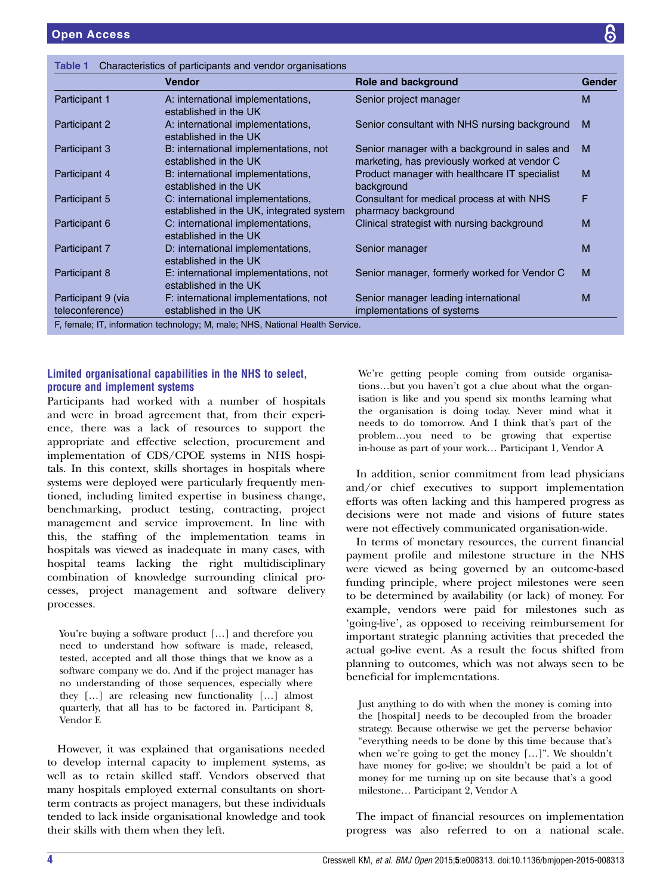**Table 1** Characteristics of participants and vendor organisations

| | Vendor | Role and background | Gender |
|---|---|---|---|
| Participant 1 | A: international implementations, established in the UK | Senior project manager | M |
| Participant 2 | A: international implementations, established in the UK | Senior consultant with NHS nursing background | M |
| Participant 3 | B: international implementations, not established in the UK | Senior manager with a background in sales and marketing, has previously worked at vendor C | M |
| Participant 4 | B: international implementations, established in the UK | Product manager with healthcare IT specialist background | M |
| Participant 5 | C: international implementations, established in the UK, integrated system | Consultant for medical process at with NHS pharmacy background | F |
| Participant 6 | C: international implementations, established in the UK | Clinical strategist with nursing background | M |
| Participant 7 | D: international implementations, established in the UK | Senior manager | M |
| Participant 8 | E: international implementations, not established in the UK | Senior manager, formerly worked for Vendor C | M |
| Participant 9 (via teleconference) | F: international implementations, not established in the UK | Senior manager leading international implementations of systems | M |

F, female; IT, information technology; M, male; NHS, National Health Service.

### Limited organisational capabilities in the NHS to select, procure and implement systems

Participants had worked with a number of hospitals and were in broad agreement that, from their experience, there was a lack of resources to support the appropriate and effective selection, procurement and implementation of CDS/CPOE systems in NHS hospitals. In this context, skills shortages in hospitals where systems were deployed were particularly frequently mentioned, including limited expertise in business change, benchmarking, product testing, contracting, project management and service improvement. In line with this, the staffing of the implementation teams in hospitals was viewed as inadequate in many cases, with hospital teams lacking the right multidisciplinary combination of knowledge surrounding clinical processes, project management and software delivery processes.

> You're buying a software product […] and therefore you need to understand how software is made, released, tested, accepted and all those things that we know as a software company we do. And if the project manager has no understanding of those sequences, especially where they […] are releasing new functionality […] almost quarterly, that all has to be factored in. Participant 8, Vendor E

However, it was explained that organisations needed to develop internal capacity to implement systems, as well as to retain skilled staff. Vendors observed that many hospitals employed external consultants on short-term contracts as project managers, but these individuals tended to lack inside organisational knowledge and took their skills with them when they left.

> We're getting people coming from outside organisations…but you haven't got a clue about what the organisation is like and you spend six months learning what the organisation is doing today. Never mind what it needs to do tomorrow. And I think that's part of the problem…you need to be growing that expertise in-house as part of your work… Participant 1, Vendor A

In addition, senior commitment from lead physicians and/or chief executives to support implementation efforts was often lacking and this hampered progress as decisions were not made and visions of future states were not effectively communicated organisation-wide.

In terms of monetary resources, the current financial payment profile and milestone structure in the NHS were viewed as being governed by an outcome-based funding principle, where project milestones were seen to be determined by availability (or lack) of money. For example, vendors were paid for milestones such as 'going-live', as opposed to receiving reimbursement for important strategic planning activities that preceded the actual go-live event. As a result the focus shifted from planning to outcomes, which was not always seen to be beneficial for implementations.

> Just anything to do with when the money is coming into the [hospital] needs to be decoupled from the broader strategy. Because otherwise we get the perverse behavior "everything needs to be done by this time because that's when we're going to get the money […]". We shouldn't have money for go-live; we shouldn't be paid a lot of money for me turning up on site because that's a good milestone… Participant 2, Vendor A

The impact of financial resources on implementation progress was also referred to on a national scale.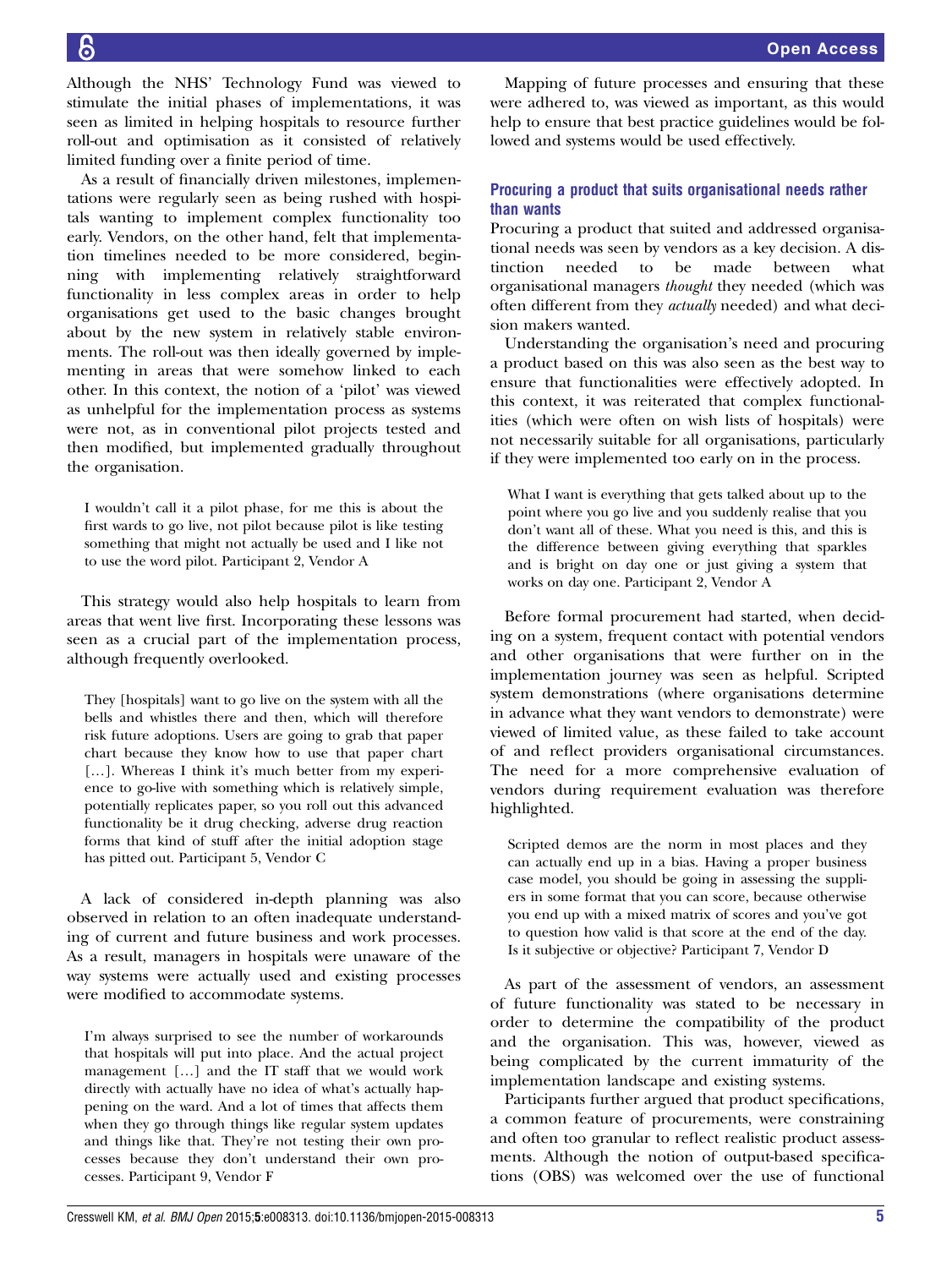Although the NHS' Technology Fund was viewed to stimulate the initial phases of implementations, it was seen as limited in helping hospitals to resource further roll-out and optimisation as it consisted of relatively limited funding over a finite period of time.

As a result of financially driven milestones, implementations were regularly seen as being rushed with hospitals wanting to implement complex functionality too early. Vendors, on the other hand, felt that implementation timelines needed to be more considered, beginning with implementing relatively straightforward functionality in less complex areas in order to help organisations get used to the basic changes brought about by the new system in relatively stable environments. The roll-out was then ideally governed by implementing in areas that were somehow linked to each other. In this context, the notion of a 'pilot' was viewed as unhelpful for the implementation process as systems were not, as in conventional pilot projects tested and then modified, but implemented gradually throughout the organisation.

> I wouldn't call it a pilot phase, for me this is about the first wards to go live, not pilot because pilot is like testing something that might not actually be used and I like not to use the word pilot. Participant 2, Vendor A

This strategy would also help hospitals to learn from areas that went live first. Incorporating these lessons was seen as a crucial part of the implementation process, although frequently overlooked.

> They [hospitals] want to go live on the system with all the bells and whistles there and then, which will therefore risk future adoptions. Users are going to grab that paper chart because they know how to use that paper chart […]. Whereas I think it's much better from my experience to go-live with something which is relatively simple, potentially replicates paper, so you roll out this advanced functionality be it drug checking, adverse drug reaction forms that kind of stuff after the initial adoption stage has pitted out. Participant 5, Vendor C

A lack of considered in-depth planning was also observed in relation to an often inadequate understanding of current and future business and work processes. As a result, managers in hospitals were unaware of the way systems were actually used and existing processes were modified to accommodate systems.

> I'm always surprised to see the number of workarounds that hospitals will put into place. And the actual project management […] and the IT staff that we would work directly with actually have no idea of what's actually happening on the ward. And a lot of times that affects them when they go through things like regular system updates and things like that. They're not testing their own processes because they don't understand their own processes. Participant 9, Vendor F

Mapping of future processes and ensuring that these were adhered to, was viewed as important, as this would help to ensure that best practice guidelines would be followed and systems would be used effectively.

### Procuring a product that suits organisational needs rather than wants

Procuring a product that suited and addressed organisational needs was seen by vendors as a key decision. A distinction needed to be made between what organisational managers *thought* they needed (which was often different from they *actually* needed) and what decision makers wanted.

Understanding the organisation's need and procuring a product based on this was also seen as the best way to ensure that functionalities were effectively adopted. In this context, it was reiterated that complex functionalities (which were often on wish lists of hospitals) were not necessarily suitable for all organisations, particularly if they were implemented too early on in the process.

> What I want is everything that gets talked about up to the point where you go live and you suddenly realise that you don't want all of these. What you need is this, and this is the difference between giving everything that sparkles and is bright on day one or just giving a system that works on day one. Participant 2, Vendor A

Before formal procurement had started, when deciding on a system, frequent contact with potential vendors and other organisations that were further on in the implementation journey was seen as helpful. Scripted system demonstrations (where organisations determine in advance what they want vendors to demonstrate) were viewed of limited value, as these failed to take account of and reflect providers organisational circumstances. The need for a more comprehensive evaluation of vendors during requirement evaluation was therefore highlighted.

> Scripted demos are the norm in most places and they can actually end up in a bias. Having a proper business case model, you should be going in assessing the suppliers in some format that you can score, because otherwise you end up with a mixed matrix of scores and you've got to question how valid is that score at the end of the day. Is it subjective or objective? Participant 7, Vendor D

As part of the assessment of vendors, an assessment of future functionality was stated to be necessary in order to determine the compatibility of the product and the organisation. This was, however, viewed as being complicated by the current immaturity of the implementation landscape and existing systems.

Participants further argued that product specifications, a common feature of procurements, were constraining and often too granular to reflect realistic product assessments. Although the notion of output-based specifications (OBS) was welcomed over the use of functional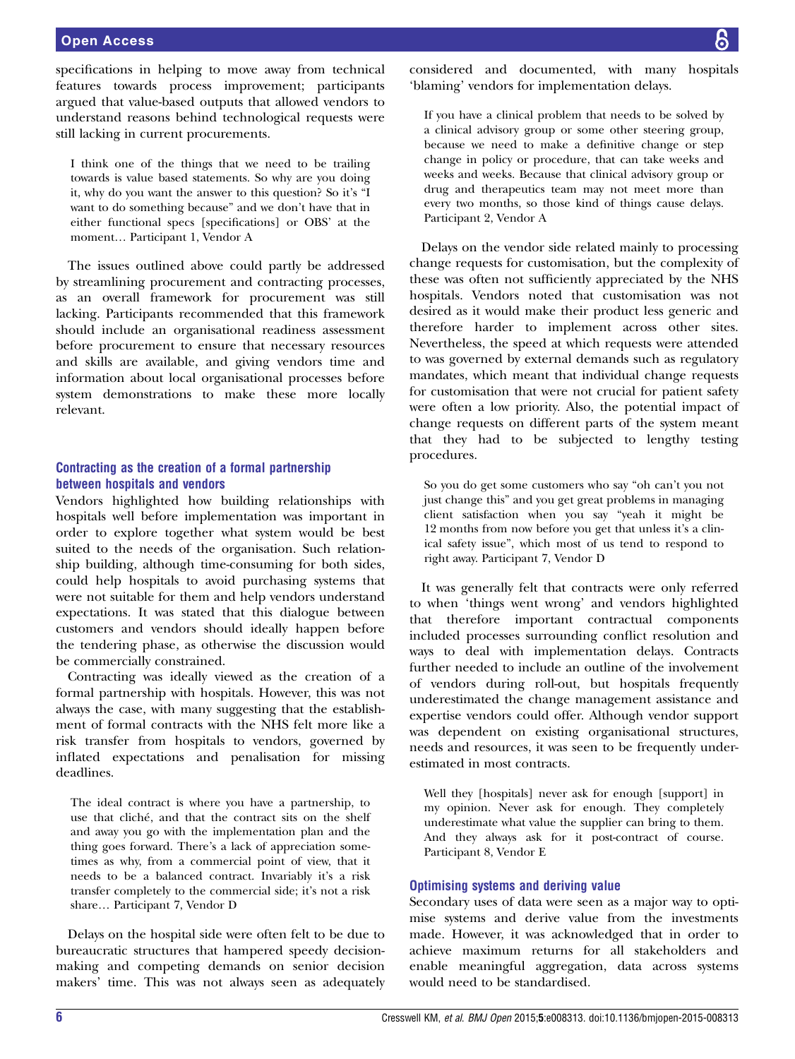specifications in helping to move away from technical features towards process improvement; participants argued that value-based outputs that allowed vendors to understand reasons behind technological requests were still lacking in current procurements.

> I think one of the things that we need to be trailing towards is value based statements. So why are you doing it, why do you want the answer to this question? So it's "I want to do something because" and we don't have that in either functional specs [specifications] or OBS' at the moment… Participant 1, Vendor A

The issues outlined above could partly be addressed by streamlining procurement and contracting processes, as an overall framework for procurement was still lacking. Participants recommended that this framework should include an organisational readiness assessment before procurement to ensure that necessary resources and skills are available, and giving vendors time and information about local organisational processes before system demonstrations to make these more locally relevant.

### Contracting as the creation of a formal partnership between hospitals and vendors

Vendors highlighted how building relationships with hospitals well before implementation was important in order to explore together what system would be best suited to the needs of the organisation. Such relationship building, although time-consuming for both sides, could help hospitals to avoid purchasing systems that were not suitable for them and help vendors understand expectations. It was stated that this dialogue between customers and vendors should ideally happen before the tendering phase, as otherwise the discussion would be commercially constrained.

Contracting was ideally viewed as the creation of a formal partnership with hospitals. However, this was not always the case, with many suggesting that the establishment of formal contracts with the NHS felt more like a risk transfer from hospitals to vendors, governed by inflated expectations and penalisation for missing deadlines.

> The ideal contract is where you have a partnership, to use that cliché, and that the contract sits on the shelf and away you go with the implementation plan and the thing goes forward. There's a lack of appreciation sometimes as why, from a commercial point of view, that it needs to be a balanced contract. Invariably it's a risk transfer completely to the commercial side; it's not a risk share… Participant 7, Vendor D

Delays on the hospital side were often felt to be due to bureaucratic structures that hampered speedy decision-making and competing demands on senior decision makers' time. This was not always seen as adequately considered and documented, with many hospitals 'blaming' vendors for implementation delays.

> If you have a clinical problem that needs to be solved by a clinical advisory group or some other steering group, because we need to make a definitive change or step change in policy or procedure, that can take weeks and weeks and weeks. Because that clinical advisory group or drug and therapeutics team may not meet more than every two months, so those kind of things cause delays. Participant 2, Vendor A

Delays on the vendor side related mainly to processing change requests for customisation, but the complexity of these was often not sufficiently appreciated by the NHS hospitals. Vendors noted that customisation was not desired as it would make their product less generic and therefore harder to implement across other sites. Nevertheless, the speed at which requests were attended to was governed by external demands such as regulatory mandates, which meant that individual change requests for customisation that were not crucial for patient safety were often a low priority. Also, the potential impact of change requests on different parts of the system meant that they had to be subjected to lengthy testing procedures.

> So you do get some customers who say "oh can't you not just change this" and you get great problems in managing client satisfaction when you say "yeah it might be 12 months from now before you get that unless it's a clinical safety issue", which most of us tend to respond to right away. Participant 7, Vendor D

It was generally felt that contracts were only referred to when 'things went wrong' and vendors highlighted that therefore important contractual components included processes surrounding conflict resolution and ways to deal with implementation delays. Contracts further needed to include an outline of the involvement of vendors during roll-out, but hospitals frequently underestimated the change management assistance and expertise vendors could offer. Although vendor support was dependent on existing organisational structures, needs and resources, it was seen to be frequently underestimated in most contracts.

> Well they [hospitals] never ask for enough [support] in my opinion. Never ask for enough. They completely underestimate what value the supplier can bring to them. And they always ask for it post-contract of course. Participant 8, Vendor E

### Optimising systems and deriving value

Secondary uses of data were seen as a major way to optimise systems and derive value from the investments made. However, it was acknowledged that in order to achieve maximum returns for all stakeholders and enable meaningful aggregation, data across systems would need to be standardised.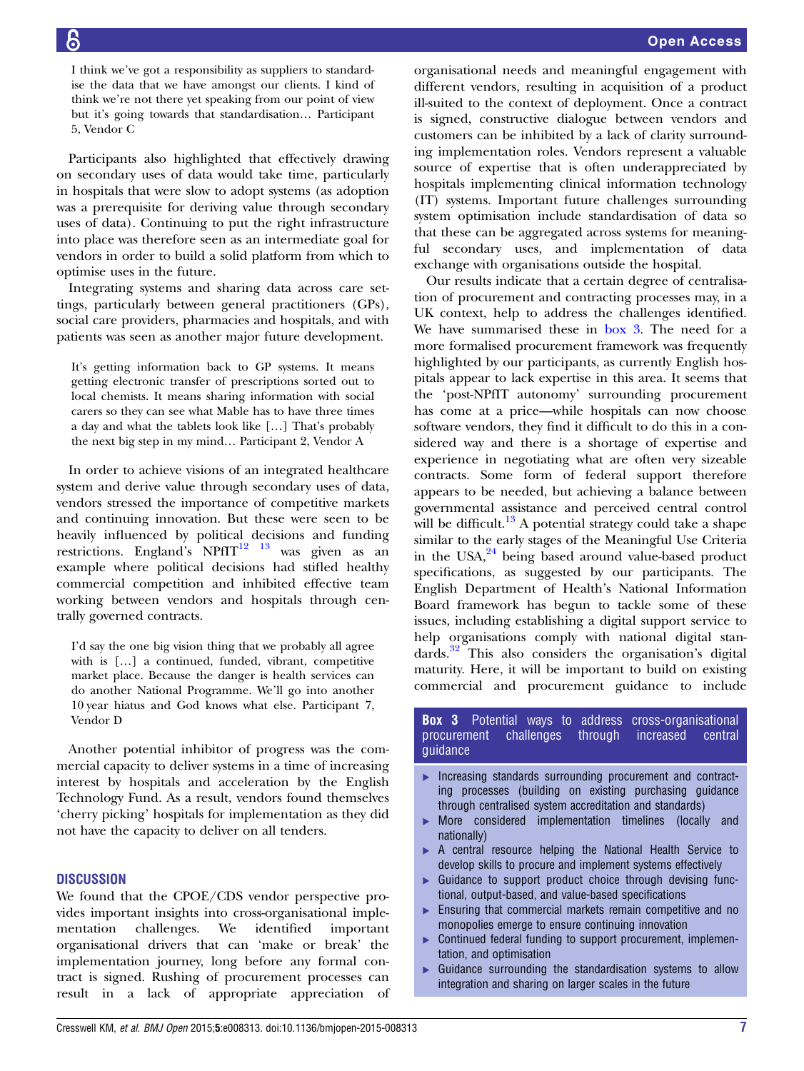> I think we've got a responsibility as suppliers to standardise the data that we have amongst our clients. I kind of think we're not there yet speaking from our point of view but it's going towards that standardisation… Participant 5, Vendor C

Participants also highlighted that effectively drawing on secondary uses of data would take time, particularly in hospitals that were slow to adopt systems (as adoption was a prerequisite for deriving value through secondary uses of data). Continuing to put the right infrastructure into place was therefore seen as an intermediate goal for vendors in order to build a solid platform from which to optimise uses in the future.

Integrating systems and sharing data across care settings, particularly between general practitioners (GPs), social care providers, pharmacies and hospitals, and with patients was seen as another major future development.

> It's getting information back to GP systems. It means getting electronic transfer of prescriptions sorted out to local chemists. It means sharing information with social carers so they can see what Mable has to have three times a day and what the tablets look like […] That's probably the next big step in my mind… Participant 2, Vendor A

In order to achieve visions of an integrated healthcare system and derive value through secondary uses of data, vendors stressed the importance of competitive markets and continuing innovation. But these were seen to be heavily influenced by political decisions and funding restrictions. England's NPfIT[12] [13] was given as an example where political decisions had stifled healthy commercial competition and inhibited effective team working between vendors and hospitals through centrally governed contracts.

> I'd say the one big vision thing that we probably all agree with is […] a continued, funded, vibrant, competitive market place. Because the danger is health services can do another National Programme. We'll go into another 10 year hiatus and God knows what else. Participant 7, Vendor D

Another potential inhibitor of progress was the commercial capacity to deliver systems in a time of increasing interest by hospitals and acceleration by the English Technology Fund. As a result, vendors found themselves 'cherry picking' hospitals for implementation as they did not have the capacity to deliver on all tenders.

## DISCUSSION

We found that the CPOE/CDS vendor perspective provides important insights into cross-organisational implementation challenges. We identified important organisational drivers that can 'make or break' the implementation journey, long before any formal contract is signed. Rushing of procurement processes can result in a lack of appropriate appreciation of organisational needs and meaningful engagement with different vendors, resulting in acquisition of a product ill-suited to the context of deployment. Once a contract is signed, constructive dialogue between vendors and customers can be inhibited by a lack of clarity surrounding implementation roles. Vendors represent a valuable source of expertise that is often underappreciated by hospitals implementing clinical information technology (IT) systems. Important future challenges surrounding system optimisation include standardisation of data so that these can be aggregated across systems for meaningful secondary uses, and implementation of data exchange with organisations outside the hospital.

Our results indicate that a certain degree of centralisation of procurement and contracting processes may, in a UK context, help to address the challenges identified. We have summarised these in box 3. The need for a more formalised procurement framework was frequently highlighted by our participants, as currently English hospitals appear to lack expertise in this area. It seems that the 'post-NPfIT autonomy' surrounding procurement has come at a price—while hospitals can now choose software vendors, they find it difficult to do this in a considered way and there is a shortage of expertise and experience in negotiating what are often very sizeable contracts. Some form of federal support therefore appears to be needed, but achieving a balance between governmental assistance and perceived central control will be difficult.[13] A potential strategy could take a shape similar to the early stages of the Meaningful Use Criteria in the USA,[24] being based around value-based product specifications, as suggested by our participants. The English Department of Health's National Information Board framework has begun to tackle some of these issues, including establishing a digital support service to help organisations comply with national digital standards.[32] This also considers the organisation's digital maturity. Here, it will be important to build on existing commercial and procurement guidance to include

**Box 3** Potential ways to address cross-organisational procurement challenges through increased central guidance

- Increasing standards surrounding procurement and contracting processes (building on existing purchasing guidance through centralised system accreditation and standards)
- More considered implementation timelines (locally and nationally)
- A central resource helping the National Health Service to develop skills to procure and implement systems effectively
- Guidance to support product choice through devising functional, output-based, and value-based specifications
- Ensuring that commercial markets remain competitive and no monopolies emerge to ensure continuing innovation
- Continued federal funding to support procurement, implementation, and optimisation
- Guidance surrounding the standardisation systems to allow integration and sharing on larger scales in the future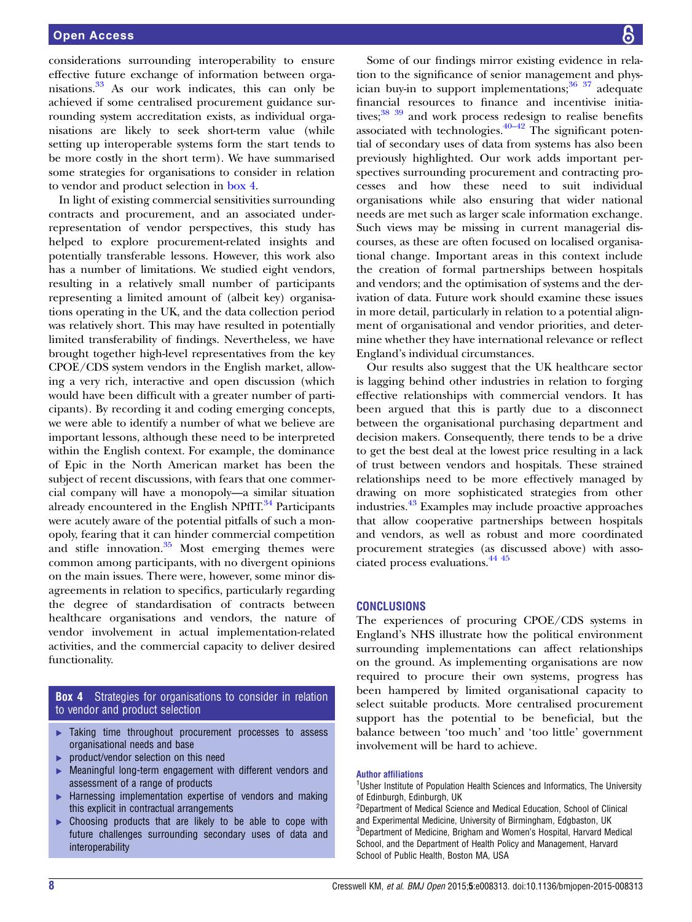considerations surrounding interoperability to ensure effective future exchange of information between organisations.[33] As our work indicates, this can only be achieved if some centralised procurement guidance surrounding system accreditation exists, as individual organisations are likely to seek short-term value (while setting up interoperable systems form the start tends to be more costly in the short term). We have summarised some strategies for organisations to consider in relation to vendor and product selection in box 4.

In light of existing commercial sensitivities surrounding contracts and procurement, and an associated under-representation of vendor perspectives, this study has helped to explore procurement-related insights and potentially transferable lessons. However, this work also has a number of limitations. We studied eight vendors, resulting in a relatively small number of participants representing a limited amount of (albeit key) organisations operating in the UK, and the data collection period was relatively short. This may have resulted in potentially limited transferability of findings. Nevertheless, we have brought together high-level representatives from the key CPOE/CDS system vendors in the English market, allowing a very rich, interactive and open discussion (which would have been difficult with a greater number of participants). By recording it and coding emerging concepts, we were able to identify a number of what we believe are important lessons, although these need to be interpreted within the English context. For example, the dominance of Epic in the North American market has been the subject of recent discussions, with fears that one commercial company will have a monopoly—a similar situation already encountered in the English NPfIT.[34] Participants were acutely aware of the potential pitfalls of such a monopoly, fearing that it can hinder commercial competition and stifle innovation.[35] Most emerging themes were common among participants, with no divergent opinions on the main issues. There were, however, some minor disagreements in relation to specifics, particularly regarding the degree of standardisation of contracts between healthcare organisations and vendors, the nature of vendor involvement in actual implementation-related activities, and the commercial capacity to deliver desired functionality.

**Box 4** Strategies for organisations to consider in relation to vendor and product selection

- Taking time throughout procurement processes to assess organisational needs and base
- product/vendor selection on this need
- Meaningful long-term engagement with different vendors and assessment of a range of products
- Harnessing implementation expertise of vendors and making this explicit in contractual arrangements
- Choosing products that are likely to be able to cope with future challenges surrounding secondary uses of data and interoperability

Some of our findings mirror existing evidence in relation to the significance of senior management and physician buy-in to support implementations;[36 37] adequate financial resources to finance and incentivise initiatives;[38 39] and work process redesign to realise benefits associated with technologies.[40–42] The significant potential of secondary uses of data from systems has also been previously highlighted. Our work adds important perspectives surrounding procurement and contracting processes and how these need to suit individual organisations while also ensuring that wider national needs are met such as larger scale information exchange. Such views may be missing in current managerial discourses, as these are often focused on localised organisational change. Important areas in this context include the creation of formal partnerships between hospitals and vendors; and the optimisation of systems and the derivation of data. Future work should examine these issues in more detail, particularly in relation to a potential alignment of organisational and vendor priorities, and determine whether they have international relevance or reflect England's individual circumstances.

Our results also suggest that the UK healthcare sector is lagging behind other industries in relation to forging effective relationships with commercial vendors. It has been argued that this is partly due to a disconnect between the organisational purchasing department and decision makers. Consequently, there tends to be a drive to get the best deal at the lowest price resulting in a lack of trust between vendors and hospitals. These strained relationships need to be more effectively managed by drawing on more sophisticated strategies from other industries.[43] Examples may include proactive approaches that allow cooperative partnerships between hospitals and vendors, as well as robust and more coordinated procurement strategies (as discussed above) with associated process evaluations.[44 45]

## CONCLUSIONS

The experiences of procuring CPOE/CDS systems in England's NHS illustrate how the political environment surrounding implementations can affect relationships on the ground. As implementing organisations are now required to procure their own systems, progress has been hampered by limited organisational capacity to select suitable products. More centralised procurement support has the potential to be beneficial, but the balance between 'too much' and 'too little' government involvement will be hard to achieve.

**Author affiliations**

[1]Usher Institute of Population Health Sciences and Informatics, The University of Edinburgh, Edinburgh, UK

[2]Department of Medical Science and Medical Education, School of Clinical and Experimental Medicine, University of Birmingham, Edgbaston, UK

[3]Department of Medicine, Brigham and Women's Hospital, Harvard Medical School, and the Department of Health Policy and Management, Harvard School of Public Health, Boston MA, USA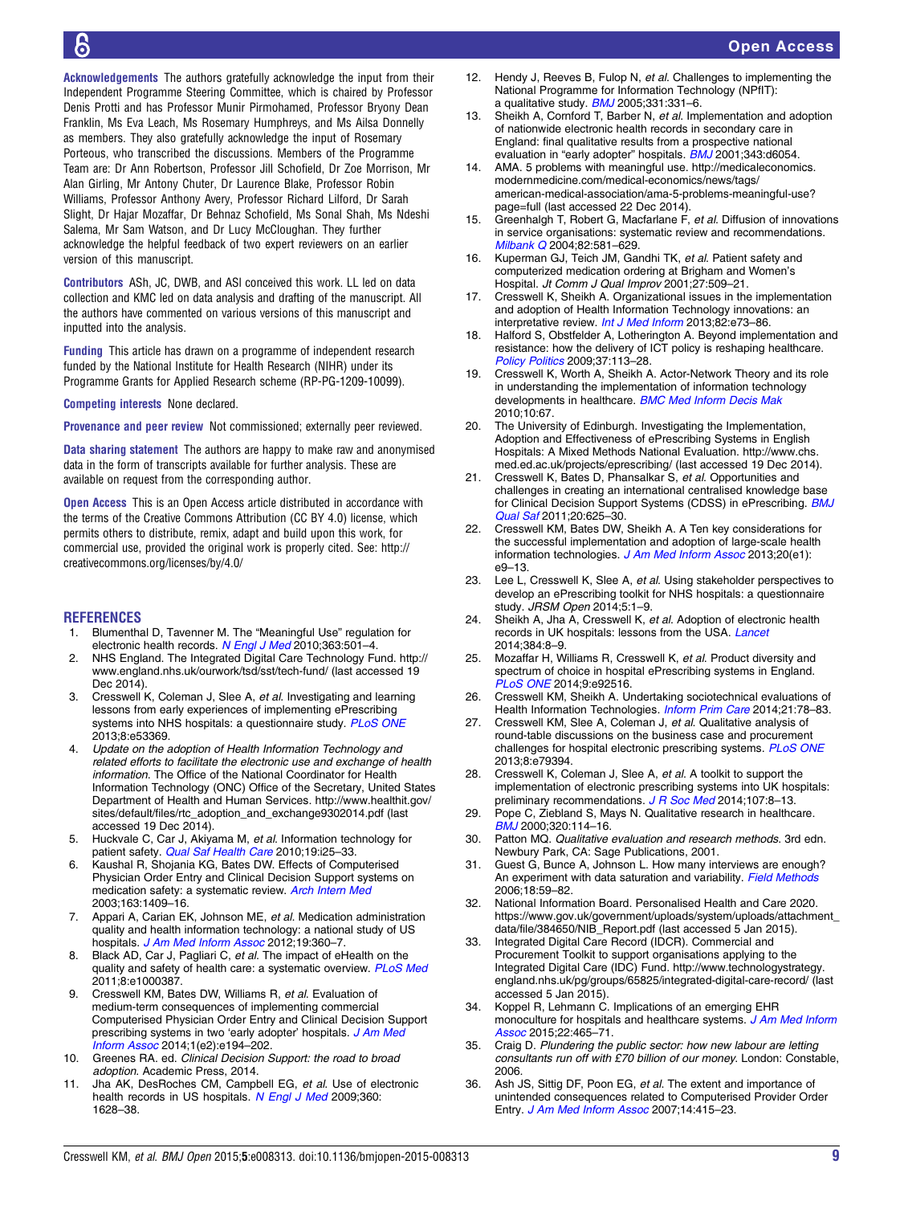**Acknowledgements** The authors gratefully acknowledge the input from their Independent Programme Steering Committee, which is chaired by Professor Denis Protti and has Professor Munir Pirmohamed, Professor Bryony Dean Franklin, Ms Eva Leach, Ms Rosemary Humphreys, and Ms Ailsa Donnelly as members. They also gratefully acknowledge the input of Rosemary Porteous, who transcribed the discussions. Members of the Programme Team are: Dr Ann Robertson, Professor Jill Schofield, Dr Zoe Morrison, Mr Alan Girling, Mr Antony Chuter, Dr Laurence Blake, Professor Robin Williams, Professor Anthony Avery, Professor Richard Lilford, Dr Sarah Slight, Dr Hajar Mozaffar, Dr Behnaz Schofield, Ms Sonal Shah, Ms Ndeshi Salema, Mr Sam Watson, and Dr Lucy McCloughan. They further acknowledge the helpful feedback of two expert reviewers on an earlier version of this manuscript.

**Contributors** ASh, JC, DWB, and ASl conceived this work. LL led on data collection and KMC led on data analysis and drafting of the manuscript. All the authors have commented on various versions of this manuscript and inputted into the analysis.

**Funding** This article has drawn on a programme of independent research funded by the National Institute for Health Research (NIHR) under its Programme Grants for Applied Research scheme (RP-PG-1209-10099).

**Competing interests** None declared.

**Provenance and peer review** Not commissioned; externally peer reviewed.

**Data sharing statement** The authors are happy to make raw and anonymised data in the form of transcripts available for further analysis. These are available on request from the corresponding author.

**Open Access** This is an Open Access article distributed in accordance with the terms of the Creative Commons Attribution (CC BY 4.0) license, which permits others to distribute, remix, adapt and build upon this work, for commercial use, provided the original work is properly cited. See: http://creativecommons.org/licenses/by/4.0/

## REFERENCES

1. Blumenthal D, Tavenner M. The "Meaningful Use" regulation for electronic health records. *N Engl J Med* 2010;363:501–4.
2. NHS England. The Integrated Digital Care Technology Fund. http://www.england.nhs.uk/ourwork/tsd/sst/tech-fund/ (last accessed 19 Dec 2014).
3. Cresswell K, Coleman J, Slee A, *et al*. Investigating and learning lessons from early experiences of implementing ePrescribing systems into NHS hospitals: a questionnaire study. *PLoS ONE* 2013;8:e53369.
4. *Update on the adoption of Health Information Technology and related efforts to facilitate the electronic use and exchange of health information*. The Office of the National Coordinator for Health Information Technology (ONC) Office of the Secretary, United States Department of Health and Human Services. http://www.healthit.gov/sites/default/files/rtc_adoption_and_exchange9302014.pdf (last accessed 19 Dec 2014).
5. Huckvale C, Car J, Akiyama M, *et al*. Information technology for patient safety. *Qual Saf Health Care* 2010;19:i25–33.
6. Kaushal R, Shojania KG, Bates DW. Effects of Computerised Physician Order Entry and Clinical Decision Support systems on medication safety: a systematic review. *Arch Intern Med* 2003;163:1409–16.
7. Appari A, Carian EK, Johnson ME, *et al*. Medication administration quality and health information technology: a national study of US hospitals. *J Am Med Inform Assoc* 2012;19:360–7.
8. Black AD, Car J, Pagliari C, *et al*. The impact of eHealth on the quality and safety of health care: a systematic overview. *PLoS Med* 2011;8:e1000387.
9. Cresswell KM, Bates DW, Williams R, *et al*. Evaluation of medium-term consequences of implementing commercial Computerised Physician Order Entry and Clinical Decision Support prescribing systems in two 'early adopter' hospitals. *J Am Med Inform Assoc* 2014;1(e2):e194–202.
10. Greenes RA. ed. *Clinical Decision Support: the road to broad adoption*. Academic Press, 2014.
11. Jha AK, DesRoches CM, Campbell EG, *et al*. Use of electronic health records in US hospitals. *N Engl J Med* 2009;360:1628–38.
12. Hendy J, Reeves B, Fulop N, *et al*. Challenges to implementing the National Programme for Information Technology (NPfIT): a qualitative study. *BMJ* 2005;331:331–6.
13. Sheikh A, Cornford T, Barber N, *et al*. Implementation and adoption of nationwide electronic health records in secondary care in England: final qualitative results from a prospective national evaluation in "early adopter" hospitals. *BMJ* 2001;343:d6054.
14. AMA. 5 problems with meaningful use. http://medicaleconomics.modernmedicine.com/medical-economics/news/tags/american-medical-association/ama-5-problems-meaningful-use?page=full (last accessed 22 Dec 2014).
15. Greenhalgh T, Robert G, Macfarlane F, *et al*. Diffusion of innovations in service organisations: systematic review and recommendations. *Milbank Q* 2004;82:581–629.
16. Kuperman GJ, Teich JM, Gandhi TK, *et al*. Patient safety and computerized medication ordering at Brigham and Women's Hospital. *Jt Comm J Qual Improv* 2001;27:509–21.
17. Cresswell K, Sheikh A. Organizational issues in the implementation and adoption of Health Information Technology innovations: an interpretative review. *Int J Med Inform* 2013;82:e73–86.
18. Halford S, Obstfelder A, Lotherington A. Beyond implementation and resistance: how the delivery of ICT policy is reshaping healthcare. *Policy Politics* 2009;37:113–28.
19. Cresswell K, Worth A, Sheikh A. Actor-Network Theory and its role in understanding the implementation of information technology developments in healthcare. *BMC Med Inform Decis Mak* 2010;10:67.
20. The University of Edinburgh. Investigating the Implementation, Adoption and Effectiveness of ePrescribing Systems in English Hospitals: A Mixed Methods National Evaluation. http://www.chs.med.ed.ac.uk/projects/eprescribing/ (last accessed 19 Dec 2014).
21. Cresswell K, Bates D, Phansalkar S, *et al*. Opportunities and challenges in creating an international centralised knowledge base for Clinical Decision Support Systems (CDSS) in ePrescribing. *BMJ Qual Saf* 2011;20:625–30.
22. Cresswell KM, Bates DW, Sheikh A. A Ten key considerations for the successful implementation and adoption of large-scale health information technologies. *J Am Med Inform Assoc* 2013;20(e1):e9–13.
23. Lee L, Cresswell K, Slee A, *et al*. Using stakeholder perspectives to develop an ePrescribing toolkit for NHS hospitals: a questionnaire study. *JRSM Open* 2014;5:1–9.
24. Sheikh A, Jha A, Cresswell K, *et al*. Adoption of electronic health records in UK hospitals: lessons from the USA. *Lancet* 2014;384:8–9.
25. Mozaffar H, Williams R, Cresswell K, *et al*. Product diversity and spectrum of choice in hospital ePrescribing systems in England. *PLoS ONE* 2014;9:e92516.
26. Cresswell KM, Sheikh A. Undertaking sociotechnical evaluations of Health Information Technologies. *Inform Prim Care* 2014;21:78–83.
27. Cresswell KM, Slee A, Coleman J, *et al*. Qualitative analysis of round-table discussions on the business case and procurement challenges for hospital electronic prescribing systems. *PLoS ONE* 2013;8:e79394.
28. Cresswell K, Coleman J, Slee A, *et al*. A toolkit to support the implementation of electronic prescribing systems into UK hospitals: preliminary recommendations. *J R Soc Med* 2014;107:8–13.
29. Pope C, Ziebland S, Mays N. Qualitative research in healthcare. *BMJ* 2000;320:114–16.
30. Patton MQ. *Qualitative evaluation and research methods*. 3rd edn. Newbury Park, CA: Sage Publications, 2001.
31. Guest G, Bunce A, Johnson L. How many interviews are enough? An experiment with data saturation and variability. *Field Methods* 2006;18:59–82.
32. National Information Board. Personalised Health and Care 2020. https://www.gov.uk/government/uploads/system/uploads/attachment_data/file/384650/NIB_Report.pdf (last accessed 5 Jan 2015).
33. Integrated Digital Care Record (IDCR). Commercial and Procurement Toolkit to support organisations applying to the Integrated Digital Care (IDC) Fund. http://www.technologystrategy.england.nhs.uk/pg/groups/65825/integrated-digital-care-record/ (last accessed 5 Jan 2015).
34. Koppel R, Lehmann C. Implications of an emerging EHR monoculture for hospitals and healthcare systems. *J Am Med Inform Assoc* 2015;22:465–71.
35. Craig D. *Plundering the public sector: how new labour are letting consultants run off with £70 billion of our money*. London: Constable, 2006.
36. Ash JS, Sittig DF, Poon EG, *et al*. The extent and importance of unintended consequences related to Computerised Provider Order Entry. *J Am Med Inform Assoc* 2007;14:415–23.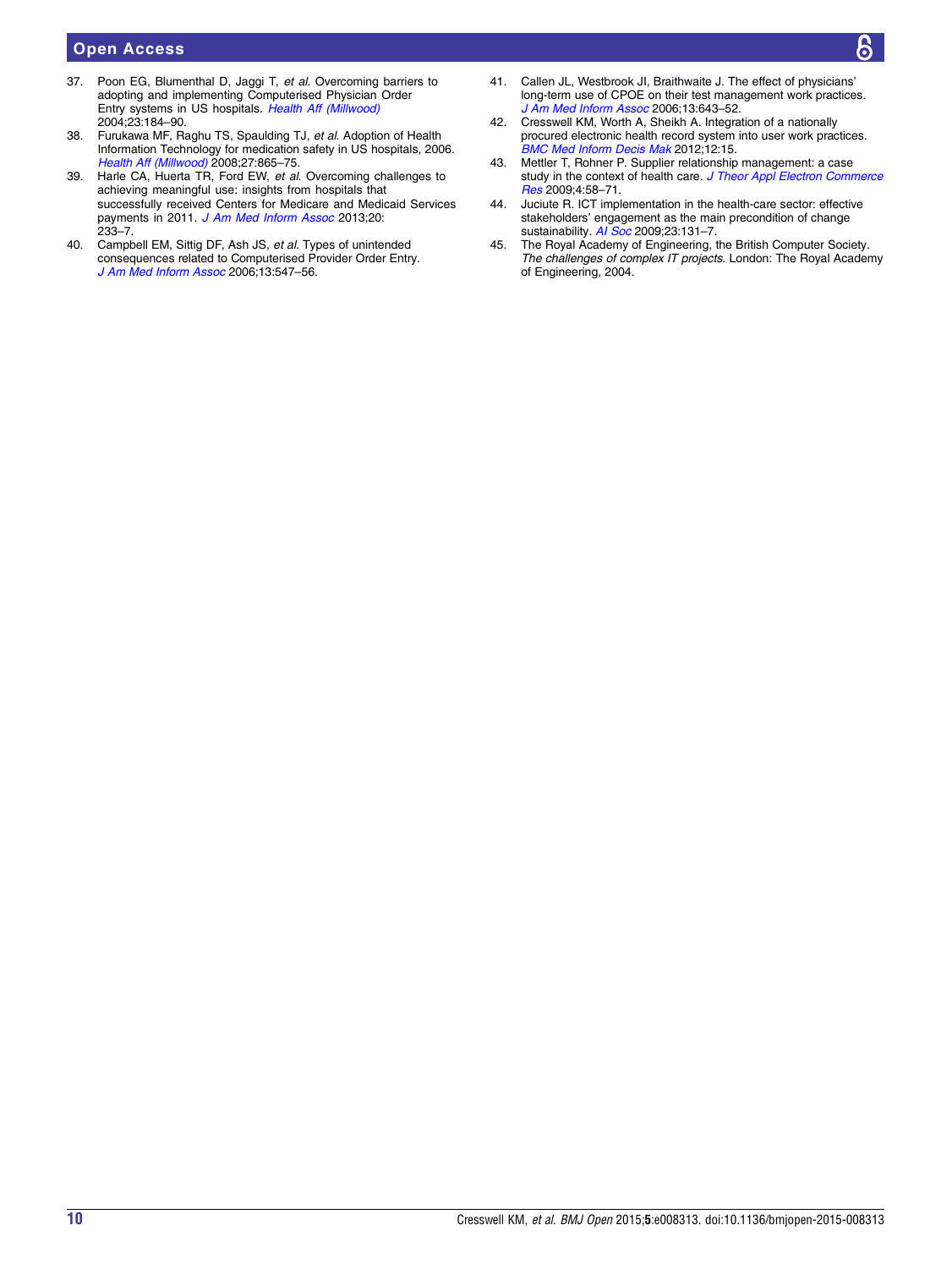37. Poon EG, Blumenthal D, Jaggi T, *et al*. Overcoming barriers to adopting and implementing Computerised Physician Order Entry systems in US hospitals. *Health Aff (Millwood)* 2004;23:184–90.
38. Furukawa MF, Raghu TS, Spaulding TJ, *et al*. Adoption of Health Information Technology for medication safety in US hospitals, 2006. *Health Aff (Millwood)* 2008;27:865–75.
39. Harle CA, Huerta TR, Ford EW, *et al*. Overcoming challenges to achieving meaningful use: insights from hospitals that successfully received Centers for Medicare and Medicaid Services payments in 2011. *J Am Med Inform Assoc* 2013;20:233–7.
40. Campbell EM, Sittig DF, Ash JS, *et al*. Types of unintended consequences related to Computerised Provider Order Entry. *J Am Med Inform Assoc* 2006;13:547–56.
41. Callen JL, Westbrook JI, Braithwaite J. The effect of physicians' long-term use of CPOE on their test management work practices. *J Am Med Inform Assoc* 2006;13:643–52.
42. Cresswell KM, Worth A, Sheikh A. Integration of a nationally procured electronic health record system into user work practices. *BMC Med Inform Decis Mak* 2012;12:15.
43. Mettler T, Rohner P. Supplier relationship management: a case study in the context of health care. *J Theor Appl Electron Commerce Res* 2009;4:58–71.
44. Juciute R. ICT implementation in the health-care sector: effective stakeholders' engagement as the main precondition of change sustainability. *AI Soc* 2009;23:131–7.
45. The Royal Academy of Engineering, the British Computer Society. *The challenges of complex IT projects*. London: The Royal Academy of Engineering, 2004.